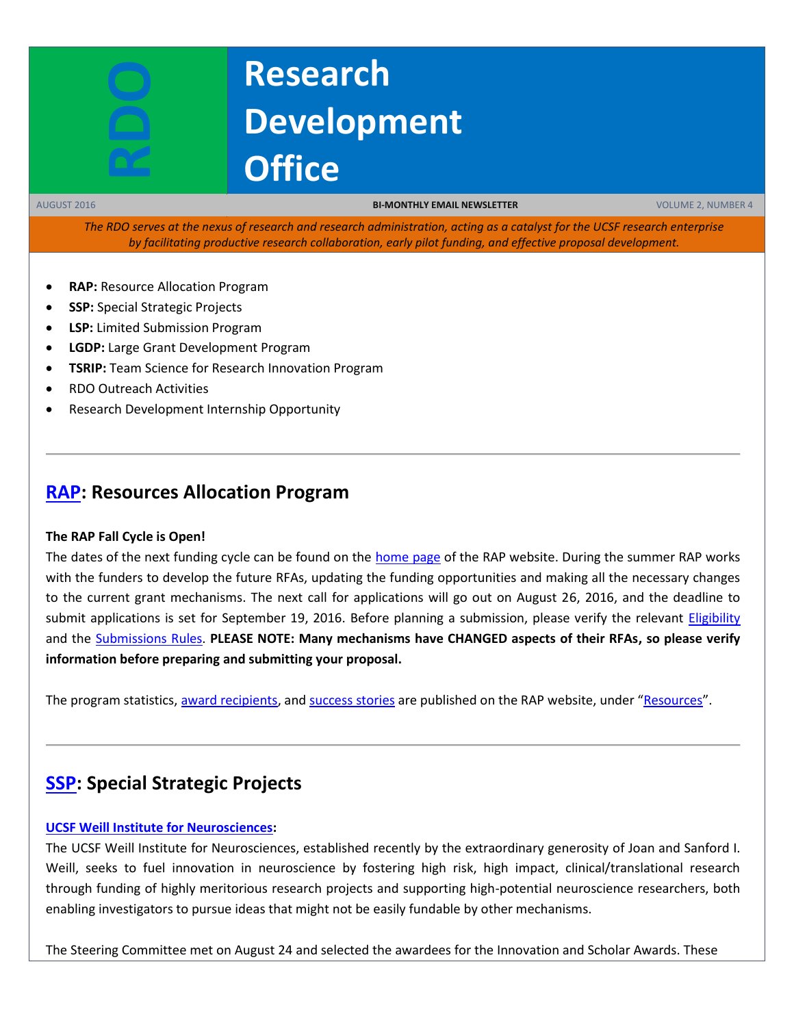# Research Development Office

RDO

AUGUST 2016 | BI-MONTHLY EMAIL NEWSLETTER | VOLUME 2, NUMBER 4

*The RDO serves at the nexus of research and research administration, acting as a catalyst for the UCSF research enterprise by facilitating productive research collaboration, early pilot funding, and effective proposal development.*

- **RAP:** Resource Allocation Program
- **SSP:** Special Strategic Projects
- **LSP:** Limited Submission Program
- **LGDP:** Large Grant Development Program
- **TSRIP:** Team Science for Research Innovation Program
- RDO Outreach Activities
- Research Development Internship Opportunity

---

## RAP: Resources Allocation Program

**The RAP Fall Cycle is Open!**

The dates of the next funding cycle can be found on the home page of the RAP website. During the summer RAP works with the funders to develop the future RFAs, updating the funding opportunities and making all the necessary changes to the current grant mechanisms. The next call for applications will go out on August 26, 2016, and the deadline to submit applications is set for September 19, 2016. Before planning a submission, please verify the relevant Eligibility and the Submissions Rules. **PLEASE NOTE: Many mechanisms have CHANGED aspects of their RFAs, so please verify information before preparing and submitting your proposal.**

The program statistics, award recipients, and success stories are published on the RAP website, under "Resources".

---

## SSP: Special Strategic Projects

**UCSF Weill Institute for Neurosciences:**

The UCSF Weill Institute for Neurosciences, established recently by the extraordinary generosity of Joan and Sanford I. Weill, seeks to fuel innovation in neuroscience by fostering high risk, high impact, clinical/translational research through funding of highly meritorious research projects and supporting high-potential neuroscience researchers, both enabling investigators to pursue ideas that might not be easily fundable by other mechanisms.

The Steering Committee met on August 24 and selected the awardees for the Innovation and Scholar Awards. These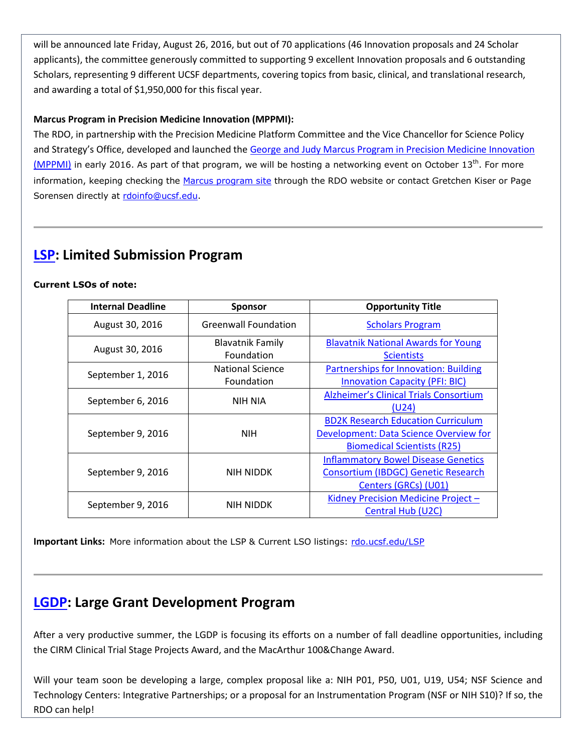will be announced late Friday, August 26, 2016, but out of 70 applications (46 Innovation proposals and 24 Scholar applicants), the committee generously committed to supporting 9 excellent Innovation proposals and 6 outstanding Scholars, representing 9 different UCSF departments, covering topics from basic, clinical, and translational research, and awarding a total of $1,950,000 for this fiscal year.

**Marcus Program in Precision Medicine Innovation (MPPMI):**

The RDO, in partnership with the Precision Medicine Platform Committee and the Vice Chancellor for Science Policy and Strategy's Office, developed and launched the George and Judy Marcus Program in Precision Medicine Innovation (MPPMI) in early 2016. As part of that program, we will be hosting a networking event on October 13th. For more information, keeping checking the Marcus program site through the RDO website or contact Gretchen Kiser or Page Sorensen directly at rdoinfo@ucsf.edu.

---

## LSP: Limited Submission Program

**Current LSOs of note:**

| Internal Deadline | Sponsor | Opportunity Title |
|---|---|---|
| August 30, 2016 | Greenwall Foundation | Scholars Program |
| August 30, 2016 | Blavatnik Family Foundation | Blavatnik National Awards for Young Scientists |
| September 1, 2016 | National Science Foundation | Partnerships for Innovation: Building Innovation Capacity (PFI: BIC) |
| September 6, 2016 | NIH NIA | Alzheimer's Clinical Trials Consortium (U24) |
| September 9, 2016 | NIH | BD2K Research Education Curriculum Development: Data Science Overview for Biomedical Scientists (R25) |
| September 9, 2016 | NIH NIDDK | Inflammatory Bowel Disease Genetics Consortium (IBDGC) Genetic Research Centers (GRCs) (U01) |
| September 9, 2016 | NIH NIDDK | Kidney Precision Medicine Project – Central Hub (U2C) |

**Important Links:** More information about the LSP & Current LSO listings: rdo.ucsf.edu/LSP

---

## LGDP: Large Grant Development Program

After a very productive summer, the LGDP is focusing its efforts on a number of fall deadline opportunities, including the CIRM Clinical Trial Stage Projects Award, and the MacArthur 100&Change Award.

Will your team soon be developing a large, complex proposal like a: NIH P01, P50, U01, U19, U54; NSF Science and Technology Centers: Integrative Partnerships; or a proposal for an Instrumentation Program (NSF or NIH S10)? If so, the RDO can help!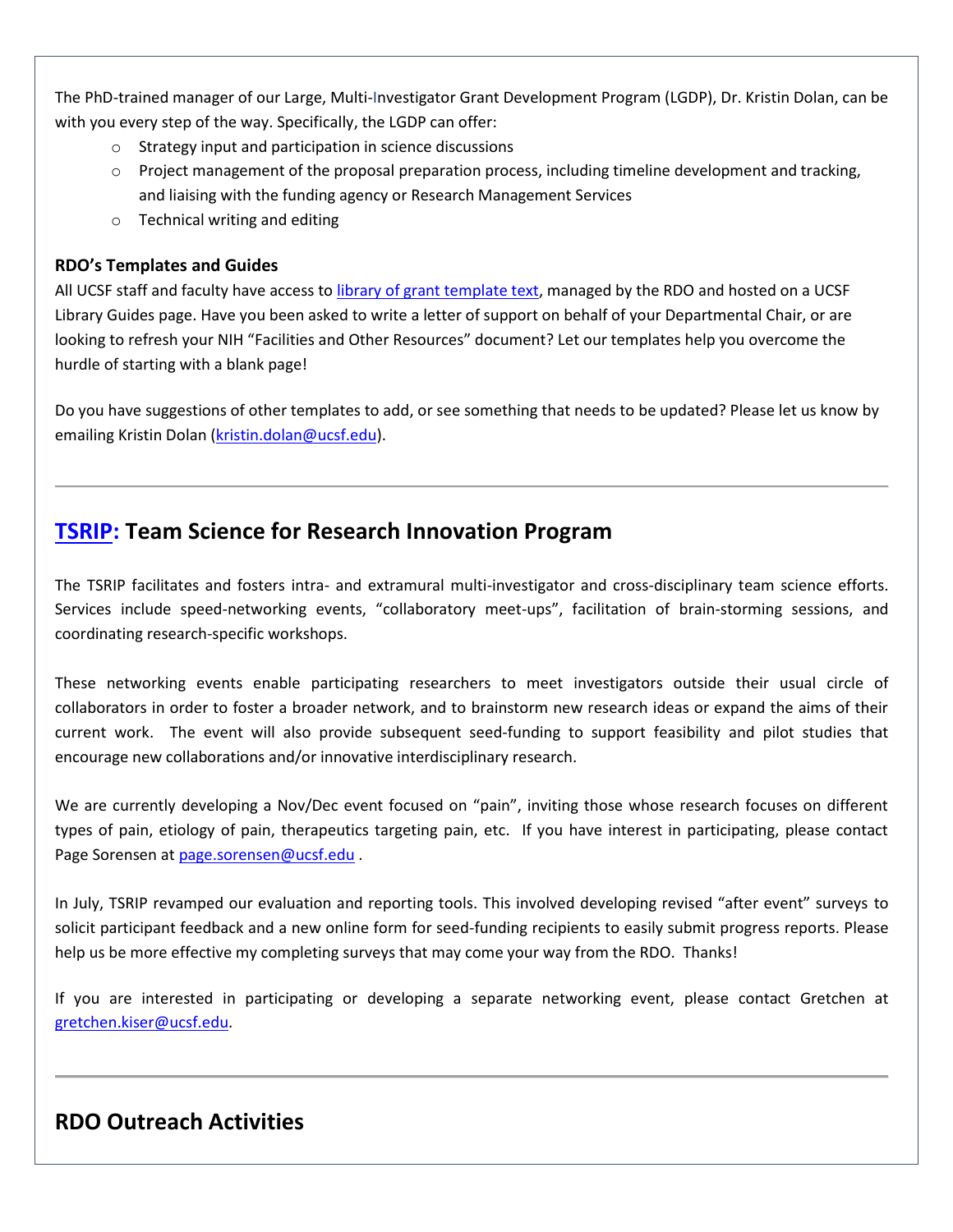The PhD-trained manager of our Large, Multi-Investigator Grant Development Program (LGDP), Dr. Kristin Dolan, can be with you every step of the way. Specifically, the LGDP can offer:

- Strategy input and participation in science discussions
- Project management of the proposal preparation process, including timeline development and tracking, and liaising with the funding agency or Research Management Services
- Technical writing and editing

**RDO's Templates and Guides**

All UCSF staff and faculty have access to library of grant template text, managed by the RDO and hosted on a UCSF Library Guides page. Have you been asked to write a letter of support on behalf of your Departmental Chair, or are looking to refresh your NIH "Facilities and Other Resources" document? Let our templates help you overcome the hurdle of starting with a blank page!

Do you have suggestions of other templates to add, or see something that needs to be updated? Please let us know by emailing Kristin Dolan (kristin.dolan@ucsf.edu).

---

## TSRIP: Team Science for Research Innovation Program

The TSRIP facilitates and fosters intra- and extramural multi-investigator and cross-disciplinary team science efforts. Services include speed-networking events, "collaboratory meet-ups", facilitation of brain-storming sessions, and coordinating research-specific workshops.

These networking events enable participating researchers to meet investigators outside their usual circle of collaborators in order to foster a broader network, and to brainstorm new research ideas or expand the aims of their current work. The event will also provide subsequent seed-funding to support feasibility and pilot studies that encourage new collaborations and/or innovative interdisciplinary research.

We are currently developing a Nov/Dec event focused on "pain", inviting those whose research focuses on different types of pain, etiology of pain, therapeutics targeting pain, etc. If you have interest in participating, please contact Page Sorensen at page.sorensen@ucsf.edu .

In July, TSRIP revamped our evaluation and reporting tools. This involved developing revised "after event" surveys to solicit participant feedback and a new online form for seed-funding recipients to easily submit progress reports. Please help us be more effective my completing surveys that may come your way from the RDO. Thanks!

If you are interested in participating or developing a separate networking event, please contact Gretchen at gretchen.kiser@ucsf.edu.

---

## RDO Outreach Activities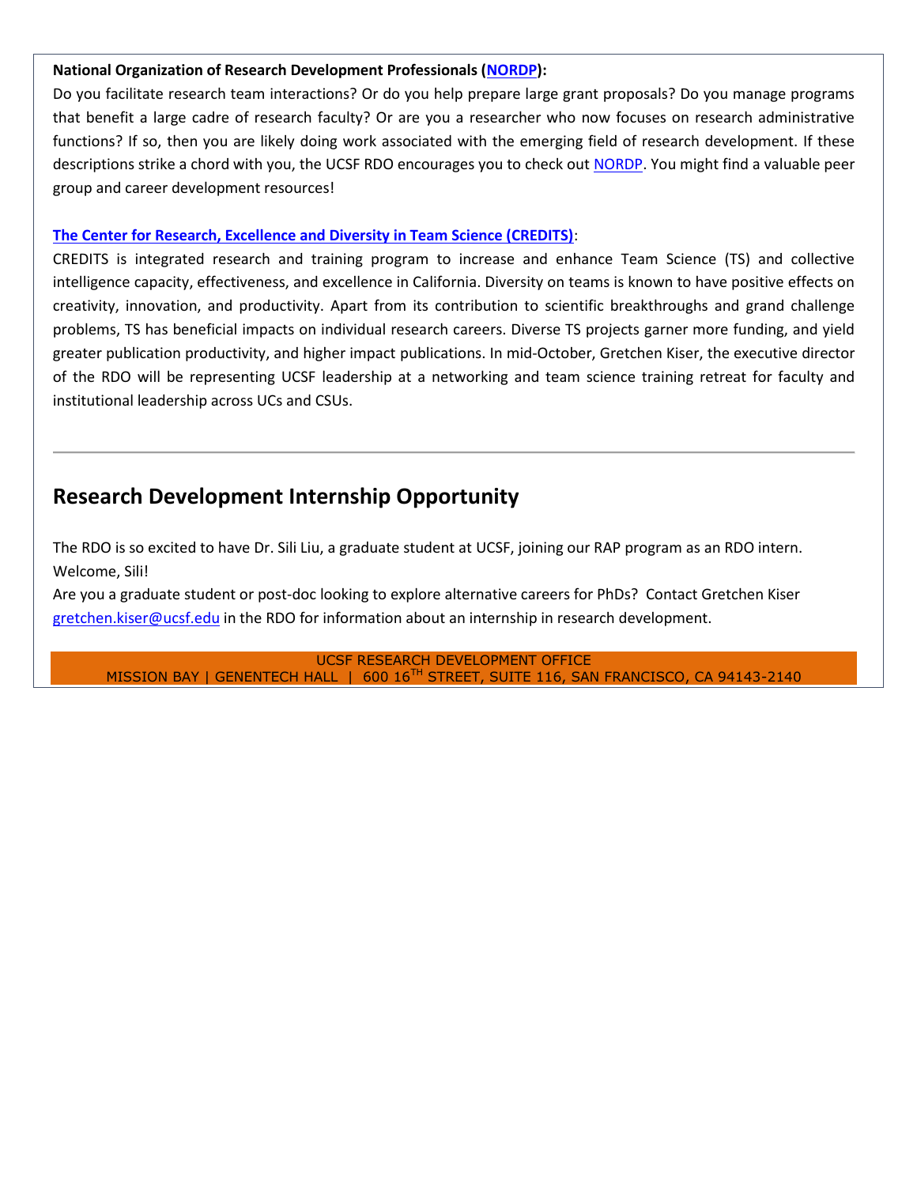**National Organization of Research Development Professionals (NORDP):**

Do you facilitate research team interactions? Or do you help prepare large grant proposals? Do you manage programs that benefit a large cadre of research faculty? Or are you a researcher who now focuses on research administrative functions? If so, then you are likely doing work associated with the emerging field of research development. If these descriptions strike a chord with you, the UCSF RDO encourages you to check out NORDP. You might find a valuable peer group and career development resources!

**The Center for Research, Excellence and Diversity in Team Science (CREDITS)**:

CREDITS is integrated research and training program to increase and enhance Team Science (TS) and collective intelligence capacity, effectiveness, and excellence in California. Diversity on teams is known to have positive effects on creativity, innovation, and productivity. Apart from its contribution to scientific breakthroughs and grand challenge problems, TS has beneficial impacts on individual research careers. Diverse TS projects garner more funding, and yield greater publication productivity, and higher impact publications. In mid-October, Gretchen Kiser, the executive director of the RDO will be representing UCSF leadership at a networking and team science training retreat for faculty and institutional leadership across UCs and CSUs.

---

## Research Development Internship Opportunity

The RDO is so excited to have Dr. Sili Liu, a graduate student at UCSF, joining our RAP program as an RDO intern. Welcome, Sili!

Are you a graduate student or post-doc looking to explore alternative careers for PhDs? Contact Gretchen Kiser gretchen.kiser@ucsf.edu in the RDO for information about an internship in research development.

UCSF RESEARCH DEVELOPMENT OFFICE
MISSION BAY | GENENTECH HALL | 600 16TH STREET, SUITE 116, SAN FRANCISCO, CA 94143-2140